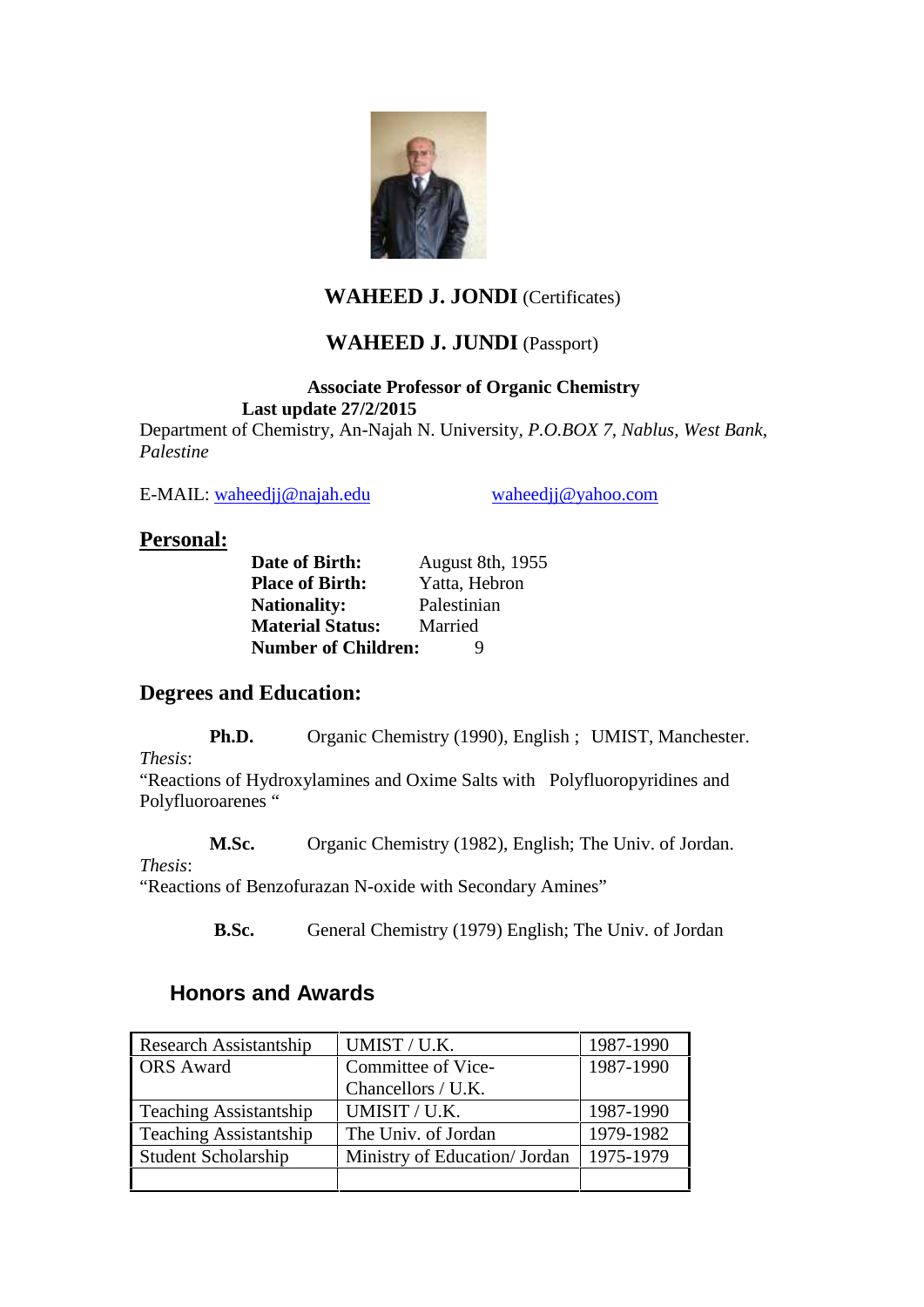**WAHEED J. JONDI** (Certificates)

**WAHEED J. JUNDI** (Passport)

**Associate Professor of Organic Chemistry**

**Last update 27/2/2015**

Department of Chemistry, An-Najah N. University, *P.O.BOX 7, Nablus, West Bank, Palestine*

E-MAIL: waheedjj@najah.edu waheedjj@yahoo.com

## Personal:

**Date of Birth:** August 8th, 1955
**Place of Birth:** Yatta, Hebron
**Nationality:** Palestinian
**Material Status:** Married
**Number of Children:** 9

## Degrees and Education:

**Ph.D.** Organic Chemistry (1990), English ; UMIST, Manchester.

*Thesis*:
"Reactions of Hydroxylamines and Oxime Salts with Polyfluoropyridines and Polyfluoroarenes "

**M.Sc.** Organic Chemistry (1982), English; The Univ. of Jordan.

*Thesis*:
"Reactions of Benzofurazan N-oxide with Secondary Amines"

**B.Sc.** General Chemistry (1979) English; The Univ. of Jordan

## Honors and Awards

| | | |
|---|---|---|
| Research Assistantship | UMIST / U.K. | 1987-1990 |
| ORS Award | Committee of Vice-Chancellors / U.K. | 1987-1990 |
| Teaching Assistantship | UMISIT / U.K. | 1987-1990 |
| Teaching Assistantship | The Univ. of Jordan | 1979-1982 |
| Student Scholarship | Ministry of Education/ Jordan | 1975-1979 |
| | | |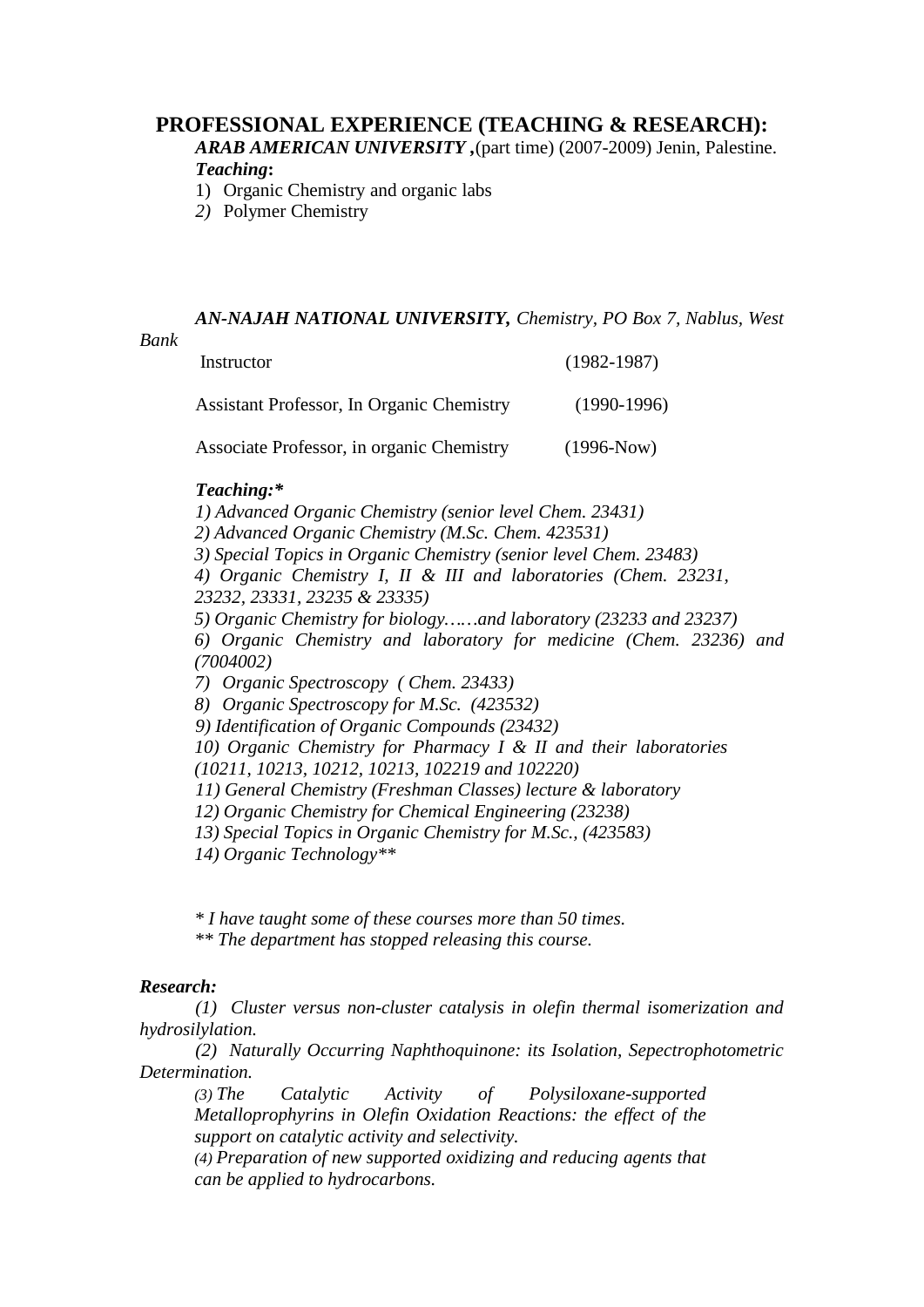## PROFESSIONAL EXPERIENCE (TEACHING & RESEARCH):

***ARAB AMERICAN UNIVERSITY*** **,**(part time) (2007-2009) Jenin, Palestine.

***Teaching*****:**

1) Organic Chemistry and organic labs
2) Polymer Chemistry

***AN-NAJAH NATIONAL UNIVERSITY,*** *Chemistry, PO Box 7, Nablus, West Bank*

| | |
|---|---|
| Instructor | (1982-1987) |
| Assistant Professor, In Organic Chemistry | (1990-1996) |
| Associate Professor, in organic Chemistry | (1996-Now) |

***Teaching:****

*1) Advanced Organic Chemistry (senior level Chem. 23431)*
*2) Advanced Organic Chemistry (M.Sc. Chem. 423531)*
*3) Special Topics in Organic Chemistry (senior level Chem. 23483)*
*4) Organic Chemistry I, II & III and laboratories (Chem. 23231, 23232, 23331, 23235 & 23335)*
*5) Organic Chemistry for biology……and laboratory (23233 and 23237)*
*6) Organic Chemistry and laboratory for medicine (Chem. 23236) and (7004002)*
*7) Organic Spectroscopy ( Chem. 23433)*
*8) Organic Spectroscopy for M.Sc. (423532)*
*9) Identification of Organic Compounds (23432)*
*10) Organic Chemistry for Pharmacy I & II and their laboratories (10211, 10213, 10212, 10213, 102219 and 102220)*
*11) General Chemistry (Freshman Classes) lecture & laboratory*
*12) Organic Chemistry for Chemical Engineering (23238)*
*13) Special Topics in Organic Chemistry for M.Sc., (423583)*
*14) Organic Technology***

** I have taught some of these courses more than 50 times.*
*** The department has stopped releasing this course.*

***Research:***

*(1) Cluster versus non-cluster catalysis in olefin thermal isomerization and hydrosilylation.*

*(2) Naturally Occurring Naphthoquinone: its Isolation, Sepectrophotometric Determination.*

*(3) The Catalytic Activity of Polysiloxane-supported Metalloprophyrins in Olefin Oxidation Reactions: the effect of the support on catalytic activity and selectivity.*

*(4) Preparation of new supported oxidizing and reducing agents that can be applied to hydrocarbons.*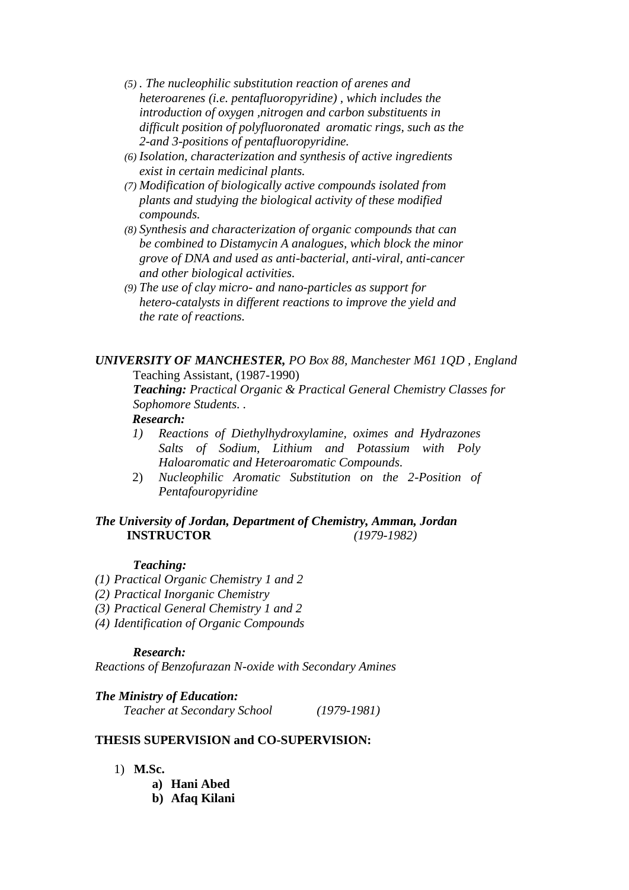(5) . *The nucleophilic substitution reaction of arenes and heteroarenes (i.e. pentafluoropyridine) , which includes the introduction of oxygen ,nitrogen and carbon substituents in difficult position of polyfluoronated aromatic rings, such as the 2-and 3-positions of pentafluoropyridine.*

(6) *Isolation, characterization and synthesis of active ingredients exist in certain medicinal plants.*

(7) *Modification of biologically active compounds isolated from plants and studying the biological activity of these modified compounds.*

(8) *Synthesis and characterization of organic compounds that can be combined to Distamycin A analogues, which block the minor grove of DNA and used as anti-bacterial, anti-viral, anti-cancer and other biological activities.*

(9) *The use of clay micro- and nano-particles as support for hetero-catalysts in different reactions to improve the yield and the rate of reactions.*

***UNIVERSITY OF MANCHESTER,*** *PO Box 88, Manchester M61 1QD , England*

Teaching Assistant, (1987-1990)

***Teaching:*** *Practical Organic & Practical General Chemistry Classes for Sophomore Students. .*

***Research:***

1) *Reactions of Diethylhydroxylamine, oximes and Hydrazones Salts of Sodium, Lithium and Potassium with Poly Haloaromatic and Heteroaromatic Compounds.*
2) *Nucleophilic Aromatic Substitution on the 2-Position of Pentafouropyridine*

***The University of Jordan, Department of Chemistry, Amman, Jordan***

**INSTRUCTOR** *(1979-1982)*

***Teaching:***

*(1) Practical Organic Chemistry 1 and 2*
*(2) Practical Inorganic Chemistry*
*(3) Practical General Chemistry 1 and 2*
*(4) Identification of Organic Compounds*

***Research:***

*Reactions of Benzofurazan N-oxide with Secondary Amines*

***The Ministry of Education:***

*Teacher at Secondary School (1979-1981)*

**THESIS SUPERVISION and CO-SUPERVISION:**

1) **M.Sc.**
   a) **Hani Abed**
   b) **Afaq Kilani**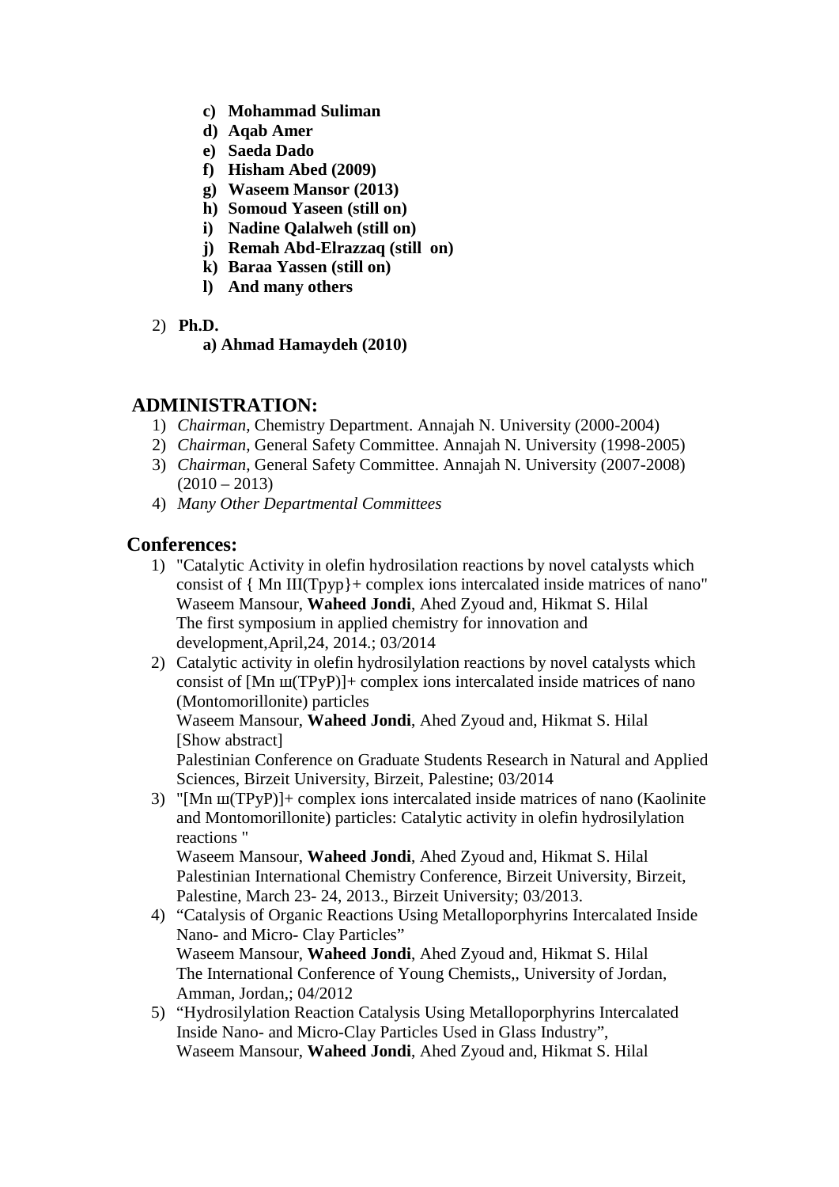c) **Mohammad Suliman**
d) **Aqab Amer**
e) **Saeda Dado**
f) **Hisham Abed (2009)**
g) **Waseem Mansor (2013)**
h) **Somoud Yaseen (still on)**
i) **Nadine Qalalweh (still on)**
j) **Remah Abd-Elrazzaq (still on)**
k) **Baraa Yassen (still on)**
l) **And many others**

2) **Ph.D.**

   **a) Ahmad Hamaydeh (2010)**

## ADMINISTRATION:

1) *Chairman*, Chemistry Department. Annajah N. University (2000-2004)
2) *Chairman*, General Safety Committee. Annajah N. University (1998-2005)
3) *Chairman*, General Safety Committee. Annajah N. University (2007-2008) (2010 – 2013)
4) *Many Other Departmental Committees*

## Conferences:

1) "Catalytic Activity in olefin hydrosilation reactions by novel catalysts which consist of { Mn III(Tpyp}+ complex ions intercalated inside matrices of nano"
   Waseem Mansour, **Waheed Jondi**, Ahed Zyoud and, Hikmat S. Hilal
   The first symposium in applied chemistry for innovation and development,April,24, 2014.; 03/2014
2) Catalytic activity in olefin hydrosilylation reactions by novel catalysts which consist of [Mn ш(TPyP)]+ complex ions intercalated inside matrices of nano (Montomorillonite) particles
   Waseem Mansour, **Waheed Jondi**, Ahed Zyoud and, Hikmat S. Hilal
   [Show abstract]
   Palestinian Conference on Graduate Students Research in Natural and Applied Sciences, Birzeit University, Birzeit, Palestine; 03/2014
3) "[Mn ш(TPyP)]+ complex ions intercalated inside matrices of nano (Kaolinite and Montomorillonite) particles: Catalytic activity in olefin hydrosilylation reactions "
   Waseem Mansour, **Waheed Jondi**, Ahed Zyoud and, Hikmat S. Hilal
   Palestinian International Chemistry Conference, Birzeit University, Birzeit, Palestine, March 23- 24, 2013., Birzeit University; 03/2013.
4) "Catalysis of Organic Reactions Using Metalloporphyrins Intercalated Inside Nano- and Micro- Clay Particles"
   Waseem Mansour, **Waheed Jondi**, Ahed Zyoud and, Hikmat S. Hilal
   The International Conference of Young Chemists,, University of Jordan, Amman, Jordan,; 04/2012
5) "Hydrosilylation Reaction Catalysis Using Metalloporphyrins Intercalated Inside Nano- and Micro-Clay Particles Used in Glass Industry",
   Waseem Mansour, **Waheed Jondi**, Ahed Zyoud and, Hikmat S. Hilal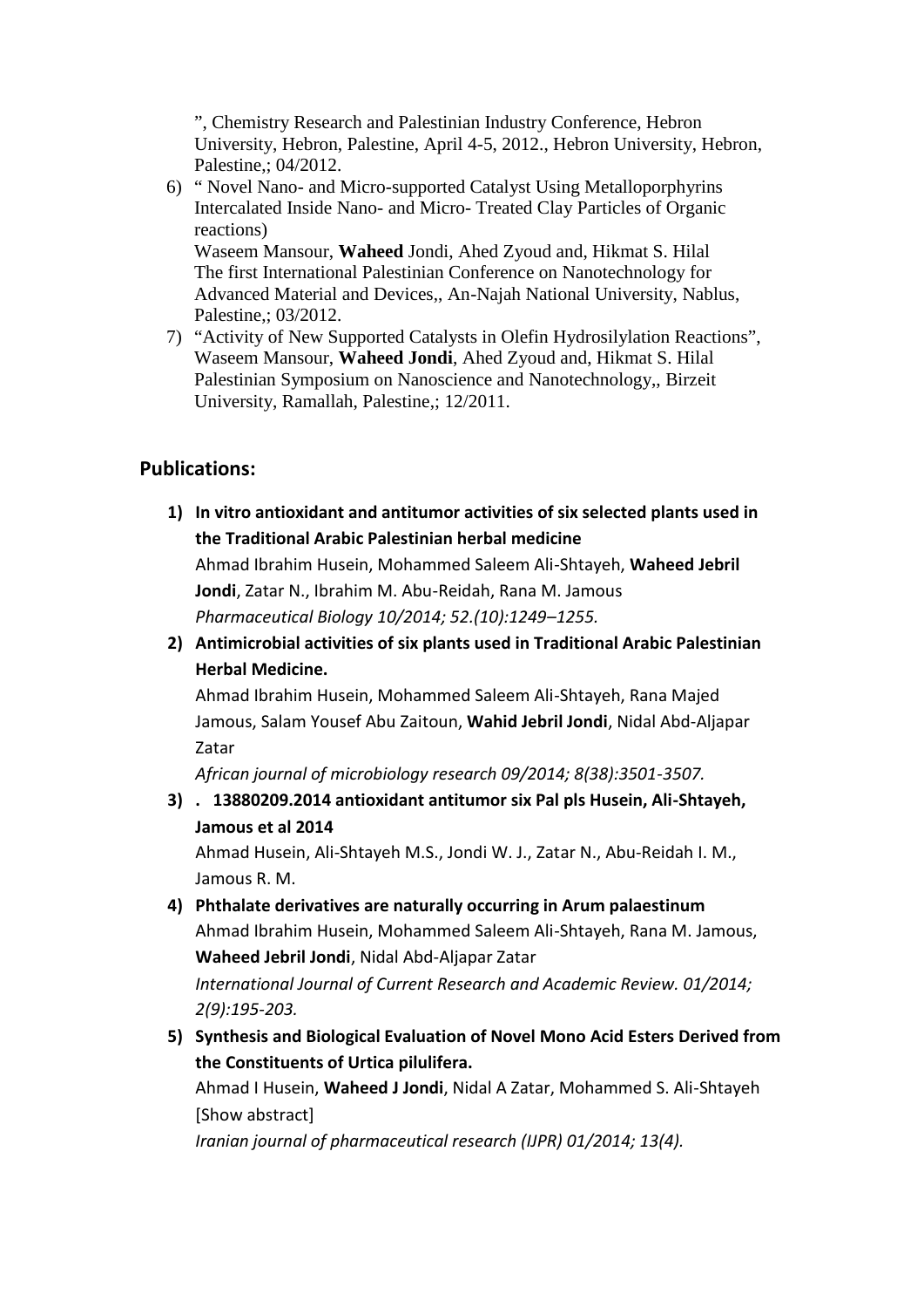", Chemistry Research and Palestinian Industry Conference, Hebron University, Hebron, Palestine, April 4-5, 2012., Hebron University, Hebron, Palestine,; 04/2012.

6) " Novel Nano- and Micro-supported Catalyst Using Metalloporphyrins Intercalated Inside Nano- and Micro- Treated Clay Particles of Organic reactions)
   Waseem Mansour, **Waheed** Jondi, Ahed Zyoud and, Hikmat S. Hilal
   The first International Palestinian Conference on Nanotechnology for Advanced Material and Devices,, An-Najah National University, Nablus, Palestine,; 03/2012.
7) "Activity of New Supported Catalysts in Olefin Hydrosilylation Reactions", Waseem Mansour, **Waheed Jondi**, Ahed Zyoud and, Hikmat S. Hilal
   Palestinian Symposium on Nanoscience and Nanotechnology,, Birzeit University, Ramallah, Palestine,; 12/2011.

## Publications:

1) **In vitro antioxidant and antitumor activities of six selected plants used in the Traditional Arabic Palestinian herbal medicine**
   Ahmad Ibrahim Husein, Mohammed Saleem Ali-Shtayeh, **Waheed Jebril Jondi**, Zatar N., Ibrahim M. Abu-Reidah, Rana M. Jamous
   *Pharmaceutical Biology 10/2014; 52.(10):1249–1255.*
2) **Antimicrobial activities of six plants used in Traditional Arabic Palestinian Herbal Medicine.**
   Ahmad Ibrahim Husein, Mohammed Saleem Ali-Shtayeh, Rana Majed Jamous, Salam Yousef Abu Zaitoun, **Wahid Jebril Jondi**, Nidal Abd-Aljapar Zatar
   *African journal of microbiology research 09/2014; 8(38):3501-3507.*
3) **. 13880209.2014 antioxidant antitumor six Pal pls Husein, Ali-Shtayeh, Jamous et al 2014**
   Ahmad Husein, Ali-Shtayeh M.S., Jondi W. J., Zatar N., Abu-Reidah I. M., Jamous R. M.
4) **Phthalate derivatives are naturally occurring in Arum palaestinum**
   Ahmad Ibrahim Husein, Mohammed Saleem Ali-Shtayeh, Rana M. Jamous, **Waheed Jebril Jondi**, Nidal Abd-Aljapar Zatar
   *International Journal of Current Research and Academic Review. 01/2014; 2(9):195-203.*
5) **Synthesis and Biological Evaluation of Novel Mono Acid Esters Derived from the Constituents of Urtica pilulifera.**
   Ahmad I Husein, **Waheed J Jondi**, Nidal A Zatar, Mohammed S. Ali-Shtayeh
   [Show abstract]
   *Iranian journal of pharmaceutical research (IJPR) 01/2014; 13(4).*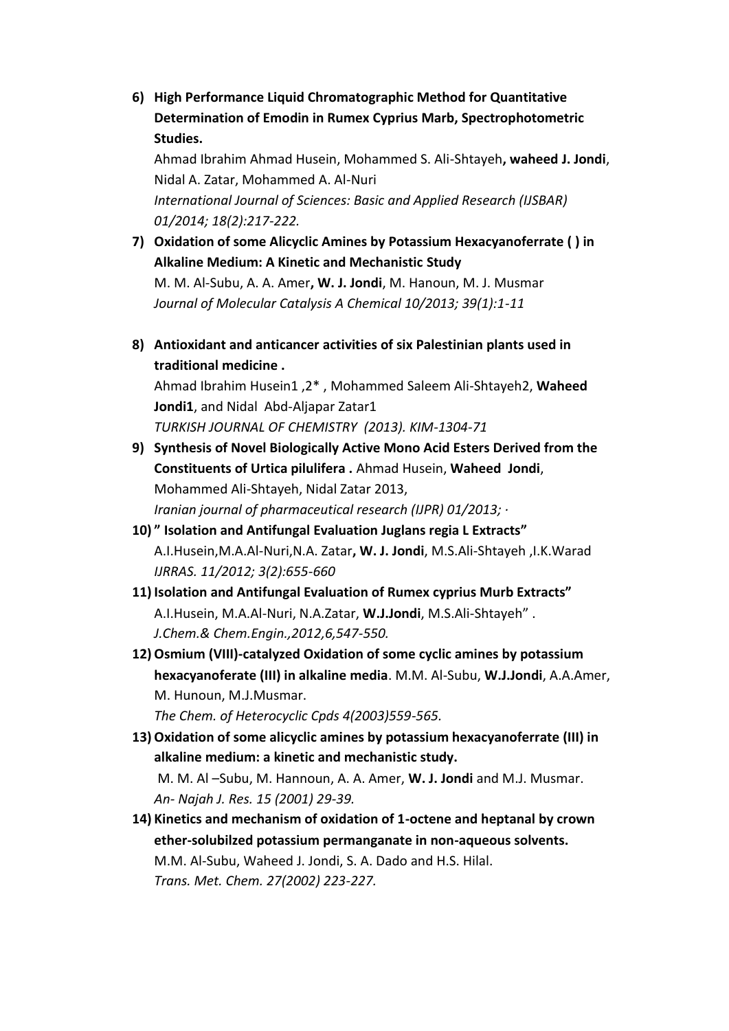6) **High Performance Liquid Chromatographic Method for Quantitative Determination of Emodin in Rumex Cyprius Marb, Spectrophotometric Studies.**
   Ahmad Ibrahim Ahmad Husein, Mohammed S. Ali-Shtayeh**, waheed J. Jondi**, Nidal A. Zatar, Mohammed A. Al-Nuri
   *International Journal of Sciences: Basic and Applied Research (IJSBAR) 01/2014; 18(2):217-222.*

7) **Oxidation of some Alicyclic Amines by Potassium Hexacyanoferrate ( ) in Alkaline Medium: A Kinetic and Mechanistic Study**
   M. M. Al-Subu, A. A. Amer**, W. J. Jondi**, M. Hanoun, M. J. Musmar
   *Journal of Molecular Catalysis A Chemical 10/2013; 39(1):1-11*

8) **Antioxidant and anticancer activities of six Palestinian plants used in traditional medicine .**
   Ahmad Ibrahim Husein1 ,2* , Mohammed Saleem Ali-Shtayeh2, **Waheed Jondi1**, and Nidal Abd-Aljapar Zatar1
   *TURKISH JOURNAL OF CHEMISTRY (2013). KIM-1304-71*

9) **Synthesis of Novel Biologically Active Mono Acid Esters Derived from the Constituents of Urtica pilulifera .** Ahmad Husein, **Waheed Jondi**, Mohammed Ali-Shtayeh, Nidal Zatar 2013,
   *Iranian journal of pharmaceutical research (IJPR) 01/2013; ·*

10) **" Isolation and Antifungal Evaluation Juglans regia L Extracts"**
    A.I.Husein,M.A.Al-Nuri,N.A. Zatar**, W. J. Jondi**, M.S.Ali-Shtayeh ,I.K.Warad
    *IJRRAS. 11/2012; 3(2):655-660*

11) **Isolation and Antifungal Evaluation of Rumex cyprius Murb Extracts"**
    A.I.Husein, M.A.Al-Nuri, N.A.Zatar, **W.J.Jondi**, M.S.Ali-Shtayeh" .
    *J.Chem.& Chem.Engin.,2012,6,547-550.*

12) **Osmium (VIII)-catalyzed Oxidation of some cyclic amines by potassium hexacyanoferate (III) in alkaline media**. M.M. Al-Subu, **W.J.Jondi**, A.A.Amer, M. Hunoun, M.J.Musmar.
    *The Chem. of Heterocyclic Cpds 4(2003)559-565.*

13) **Oxidation of some alicyclic amines by potassium hexacyanoferrate (III) in alkaline medium: a kinetic and mechanistic study.**
    M. M. Al –Subu, M. Hannoun, A. A. Amer, **W. J. Jondi** and M.J. Musmar.
    *An- Najah J. Res. 15 (2001) 29-39.*

14) **Kinetics and mechanism of oxidation of 1-octene and heptanal by crown ether-solubilzed potassium permanganate in non-aqueous solvents.**
    M.M. Al-Subu, Waheed J. Jondi, S. A. Dado and H.S. Hilal.
    *Trans. Met. Chem. 27(2002) 223-227.*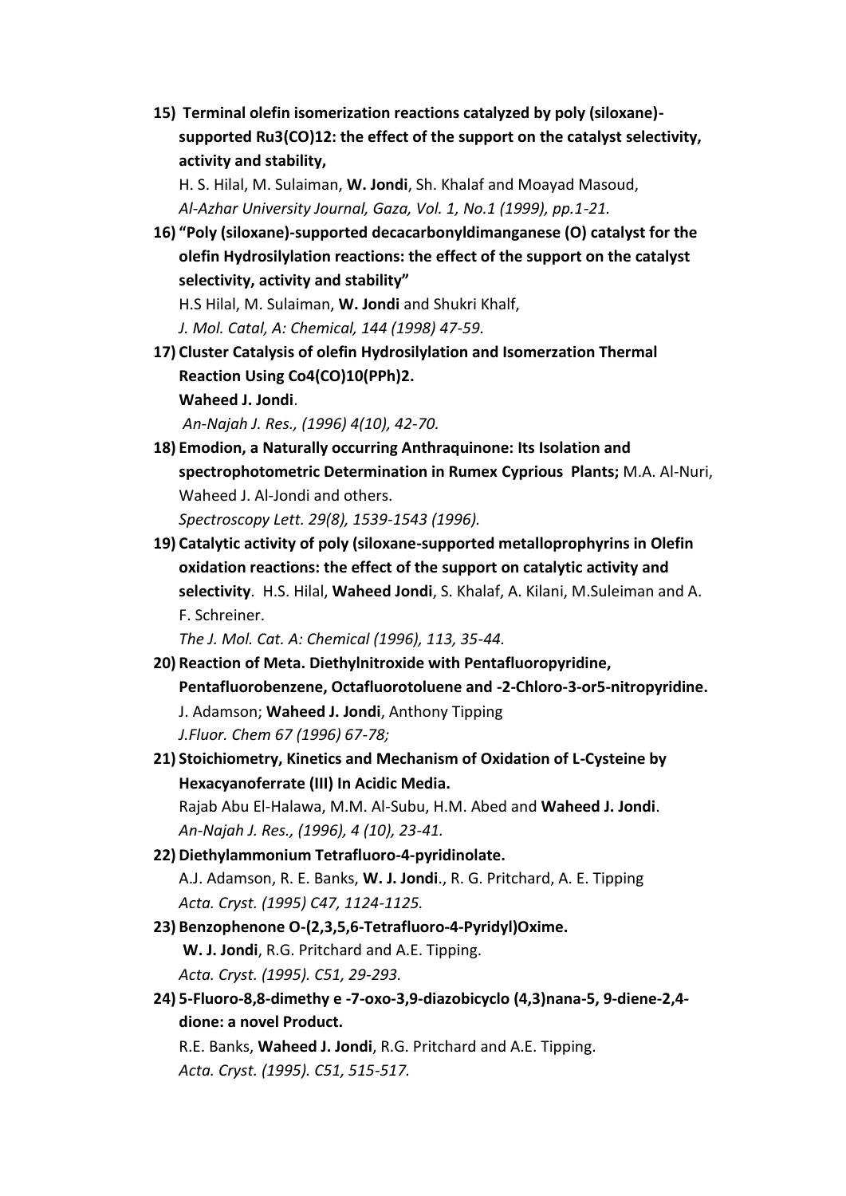15) **Terminal olefin isomerization reactions catalyzed by poly (siloxane)-supported $Ru_3(CO)_{12}$: the effect of the support on the catalyst selectivity, activity and stability,**

    H. S. Hilal, M. Sulaiman, **W. Jondi**, Sh. Khalaf and Moayad Masoud,

    *Al-Azhar University Journal, Gaza, Vol. 1, No.1 (1999), pp.1-21.*

16) **"Poly (siloxane)-supported decacarbonyldimanganese (O) catalyst for the olefin Hydrosilylation reactions: the effect of the support on the catalyst selectivity, activity and stability"**

    H.S Hilal, M. Sulaiman, **W. Jondi** and Shukri Khalf,

    *J. Mol. Catal, A: Chemical, 144 (1998) 47-59.*

17) **Cluster Catalysis of olefin Hydrosilylation and Isomerzation Thermal Reaction Using $Co_4(CO)_{10}(PPh)_2$.**

    **Waheed J. Jondi**.

    *An-Najah J. Res., (1996) 4(10), 42-70.*

18) **Emodion, a Naturally occurring Anthraquinone: Its Isolation and spectrophotometric Determination in Rumex Cyprious Plants;** M.A. Al-Nuri, Waheed J. Al-Jondi and others.

    *Spectroscopy Lett. 29(8), 1539-1543 (1996).*

19) **Catalytic activity of poly (siloxane-supported metalloprophyrins in Olefin oxidation reactions: the effect of the support on catalytic activity and selectivity**. H.S. Hilal, **Waheed Jondi**, S. Khalaf, A. Kilani, M.Suleiman and A. F. Schreiner.

    *The J. Mol. Cat. A: Chemical (1996), 113, 35-44.*

20) **Reaction of Meta. Diethylnitroxide with Pentafluoropyridine, Pentafluorobenzene, Octafluorotoluene and -2-Chloro-3-or5-nitropyridine.**

    J. Adamson; **Waheed J. Jondi**, Anthony Tipping

    *J.Fluor. Chem 67 (1996) 67-78;*

21) **Stoichiometry, Kinetics and Mechanism of Oxidation of L-Cysteine by Hexacyanoferrate (III) In Acidic Media.**

    Rajab Abu El-Halawa, M.M. Al-Subu, H.M. Abed and **Waheed J. Jondi**.

    *An-Najah J. Res., (1996), 4 (10), 23-41.*

22) **Diethylammonium Tetrafluoro-4-pyridinolate.**

    A.J. Adamson, R. E. Banks, **W. J. Jondi**., R. G. Pritchard, A. E. Tipping

    *Acta. Cryst. (1995) C47, 1124-1125.*

23) **Benzophenone O-(2,3,5,6-Tetrafluoro-4-Pyridyl)Oxime.**

    **W. J. Jondi**, R.G. Pritchard and A.E. Tipping.

    *Acta. Cryst. (1995). C51, 29-293.*

24) **5-Fluoro-8,8-dimethy e -7-oxo-3,9-diazobicyclo (4,3)nana-5, 9-diene-2,4-dione: a novel Product.**

    R.E. Banks, **Waheed J. Jondi**, R.G. Pritchard and A.E. Tipping.

    *Acta. Cryst. (1995). C51, 515-517.*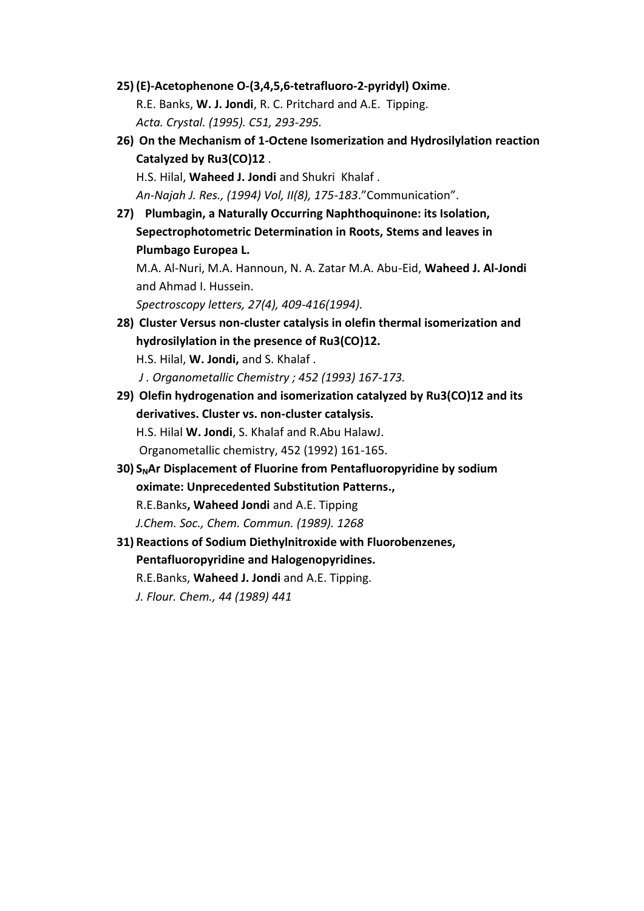25) **(E)-Acetophenone O-(3,4,5,6-tetrafluoro-2-pyridyl) Oxime**.
    R.E. Banks, **W. J. Jondi**, R. C. Pritchard and A.E. Tipping.
    *Acta. Crystal. (1995). C51, 293-295.*

26) **On the Mechanism of 1-Octene Isomerization and Hydrosilylation reaction Catalyzed by $Ru_3(CO)_{12}$** .
    H.S. Hilal, **Waheed J. Jondi** and Shukri Khalaf .
    *An-Najah J. Res., (1994) Vol, II(8), 175-183*."Communication".

27) **Plumbagin, a Naturally Occurring Naphthoquinone: its Isolation, Sepectrophotometric Determination in Roots, Stems and leaves in Plumbago Europea L.**
    M.A. Al-Nuri, M.A. Hannoun, N. A. Zatar M.A. Abu-Eid, **Waheed J. Al-Jondi** and Ahmad I. Hussein.
    *Spectroscopy letters, 27(4), 409-416(1994).*

28) **Cluster Versus non-cluster catalysis in olefin thermal isomerization and hydrosilylation in the presence of $Ru_3(CO)_{12}$.**
    H.S. Hilal, **W. Jondi,** and S. Khalaf .
    *J . Organometallic Chemistry ; 452 (1993) 167-173.*

29) **Olefin hydrogenation and isomerization catalyzed by $Ru_3(CO)_{12}$ and its derivatives. Cluster vs. non-cluster catalysis.**
    H.S. Hilal **W. Jondi**, S. Khalaf and R.Abu HalawJ.
    Organometallic chemistry, 452 (1992) 161-165.

30) **$S_N$Ar Displacement of Fluorine from Pentafluoropyridine by sodium oximate: Unprecedented Substitution Patterns.,**
    R.E.Banks**, Waheed Jondi** and A.E. Tipping
    *J.Chem. Soc., Chem. Commun. (1989). 1268*

31) **Reactions of Sodium Diethylnitroxide with Fluorobenzenes, Pentafluoropyridine and Halogenopyridines.**
    R.E.Banks, **Waheed J. Jondi** and A.E. Tipping.
    *J. Flour. Chem., 44 (1989) 441*